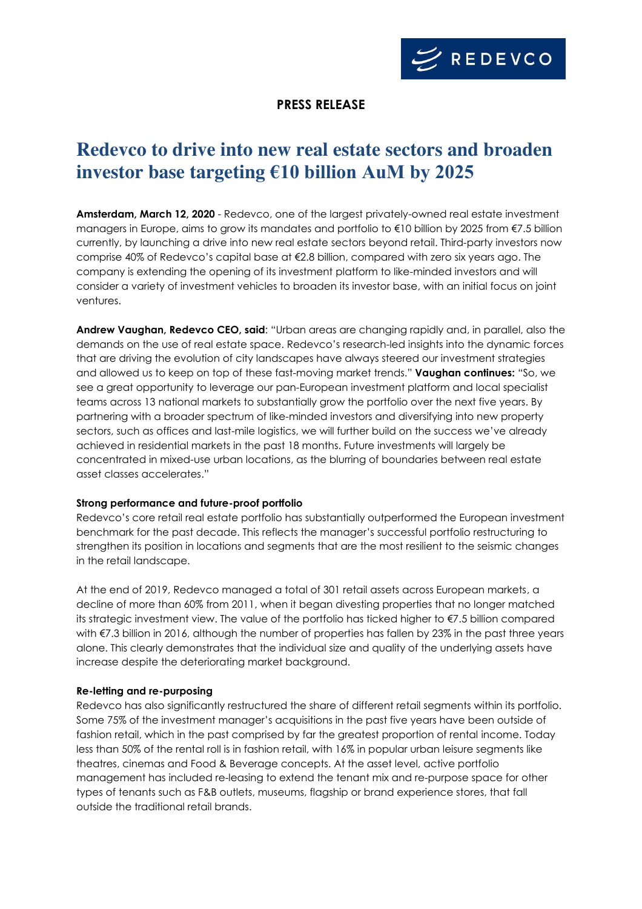**PRESS RELEASE**

# Redevco to drive into new real estate sectors and broaden investor base targeting €10 billion AuM by 2025

**Amsterdam, March 12, 2020** - Redevco, one of the largest privately-owned real estate investment managers in Europe, aims to grow its mandates and portfolio to €10 billion by 2025 from €7.5 billion currently, by launching a drive into new real estate sectors beyond retail. Third-party investors now comprise 40% of Redevco's capital base at €2.8 billion, compared with zero six years ago. The company is extending the opening of its investment platform to like-minded investors and will consider a variety of investment vehicles to broaden its investor base, with an initial focus on joint ventures.

**Andrew Vaughan, Redevco CEO, said**: "Urban areas are changing rapidly and, in parallel, also the demands on the use of real estate space. Redevco's research-led insights into the dynamic forces that are driving the evolution of city landscapes have always steered our investment strategies and allowed us to keep on top of these fast-moving market trends." **Vaughan continues:** "So, we see a great opportunity to leverage our pan-European investment platform and local specialist teams across 13 national markets to substantially grow the portfolio over the next five years. By partnering with a broader spectrum of like-minded investors and diversifying into new property sectors, such as offices and last-mile logistics, we will further build on the success we've already achieved in residential markets in the past 18 months. Future investments will largely be concentrated in mixed-use urban locations, as the blurring of boundaries between real estate asset classes accelerates."

**Strong performance and future-proof portfolio**

Redevco's core retail real estate portfolio has substantially outperformed the European investment benchmark for the past decade. This reflects the manager's successful portfolio restructuring to strengthen its position in locations and segments that are the most resilient to the seismic changes in the retail landscape.

At the end of 2019, Redevco managed a total of 301 retail assets across European markets, a decline of more than 60% from 2011, when it began divesting properties that no longer matched its strategic investment view. The value of the portfolio has ticked higher to €7.5 billion compared with €7.3 billion in 2016, although the number of properties has fallen by 23% in the past three years alone. This clearly demonstrates that the individual size and quality of the underlying assets have increase despite the deteriorating market background.

**Re-letting and re-purposing**

Redevco has also significantly restructured the share of different retail segments within its portfolio. Some 75% of the investment manager's acquisitions in the past five years have been outside of fashion retail, which in the past comprised by far the greatest proportion of rental income. Today less than 50% of the rental roll is in fashion retail, with 16% in popular urban leisure segments like theatres, cinemas and Food & Beverage concepts. At the asset level, active portfolio management has included re-leasing to extend the tenant mix and re-purpose space for other types of tenants such as F&B outlets, museums, flagship or brand experience stores, that fall outside the traditional retail brands.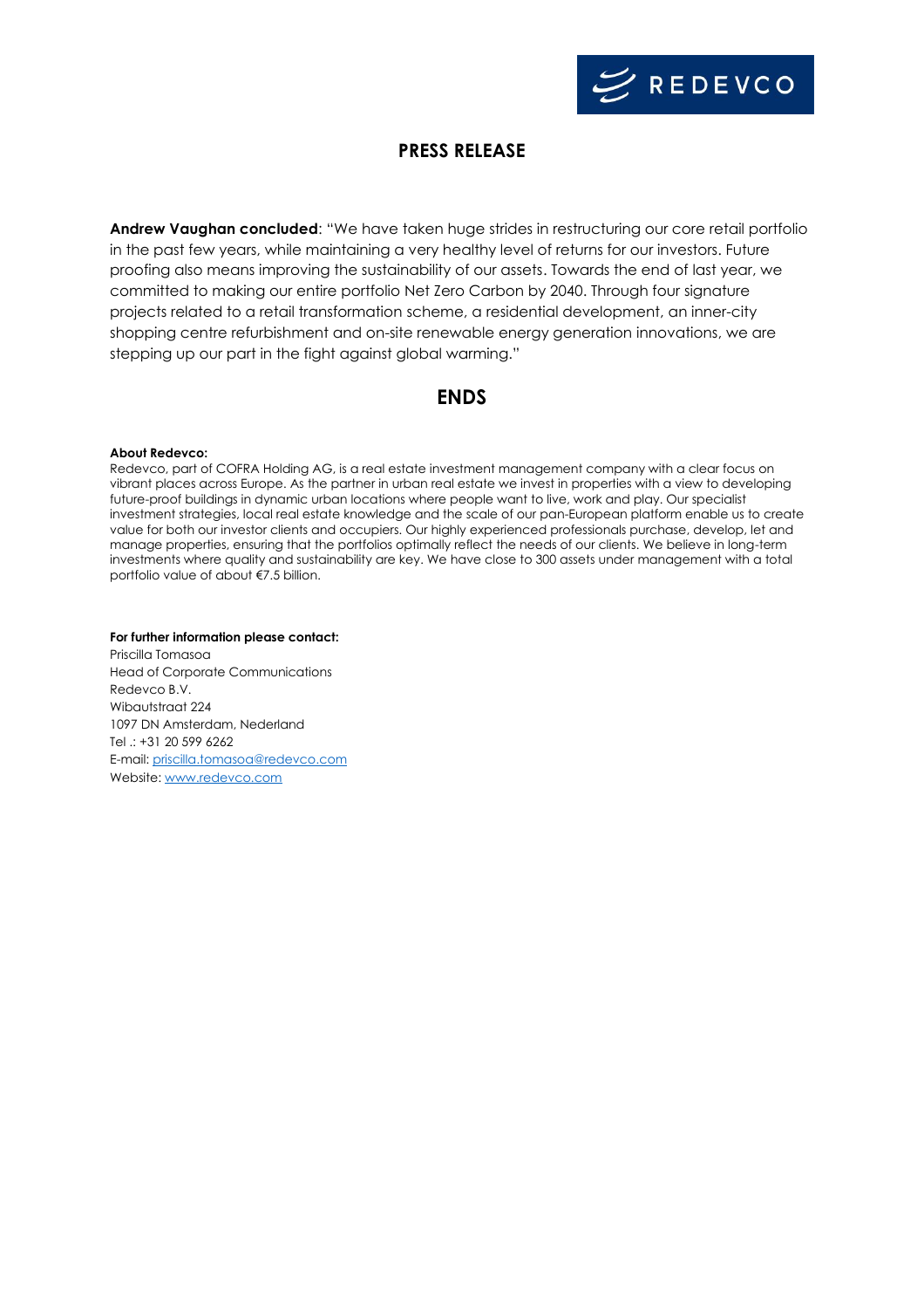## PRESS RELEASE

**Andrew Vaughan concluded**: "We have taken huge strides in restructuring our core retail portfolio in the past few years, while maintaining a very healthy level of returns for our investors. Future proofing also means improving the sustainability of our assets. Towards the end of last year, we committed to making our entire portfolio Net Zero Carbon by 2040. Through four signature projects related to a retail transformation scheme, a residential development, an inner-city shopping centre refurbishment and on-site renewable energy generation innovations, we are stepping up our part in the fight against global warming."

## ENDS

**About Redevco:**
Redevco, part of COFRA Holding AG, is a real estate investment management company with a clear focus on vibrant places across Europe. As the partner in urban real estate we invest in properties with a view to developing future-proof buildings in dynamic urban locations where people want to live, work and play. Our specialist investment strategies, local real estate knowledge and the scale of our pan-European platform enable us to create value for both our investor clients and occupiers. Our highly experienced professionals purchase, develop, let and manage properties, ensuring that the portfolios optimally reflect the needs of our clients. We believe in long-term investments where quality and sustainability are key. We have close to 300 assets under management with a total portfolio value of about €7.5 billion.

**For further information please contact:**
Priscilla Tomasoa
Head of Corporate Communications
Redevco B.V.
Wibautstraat 224
1097 DN Amsterdam, Nederland
Tel .: +31 20 599 6262
E-mail: priscilla.tomasoa@redevco.com
Website: www.redevco.com